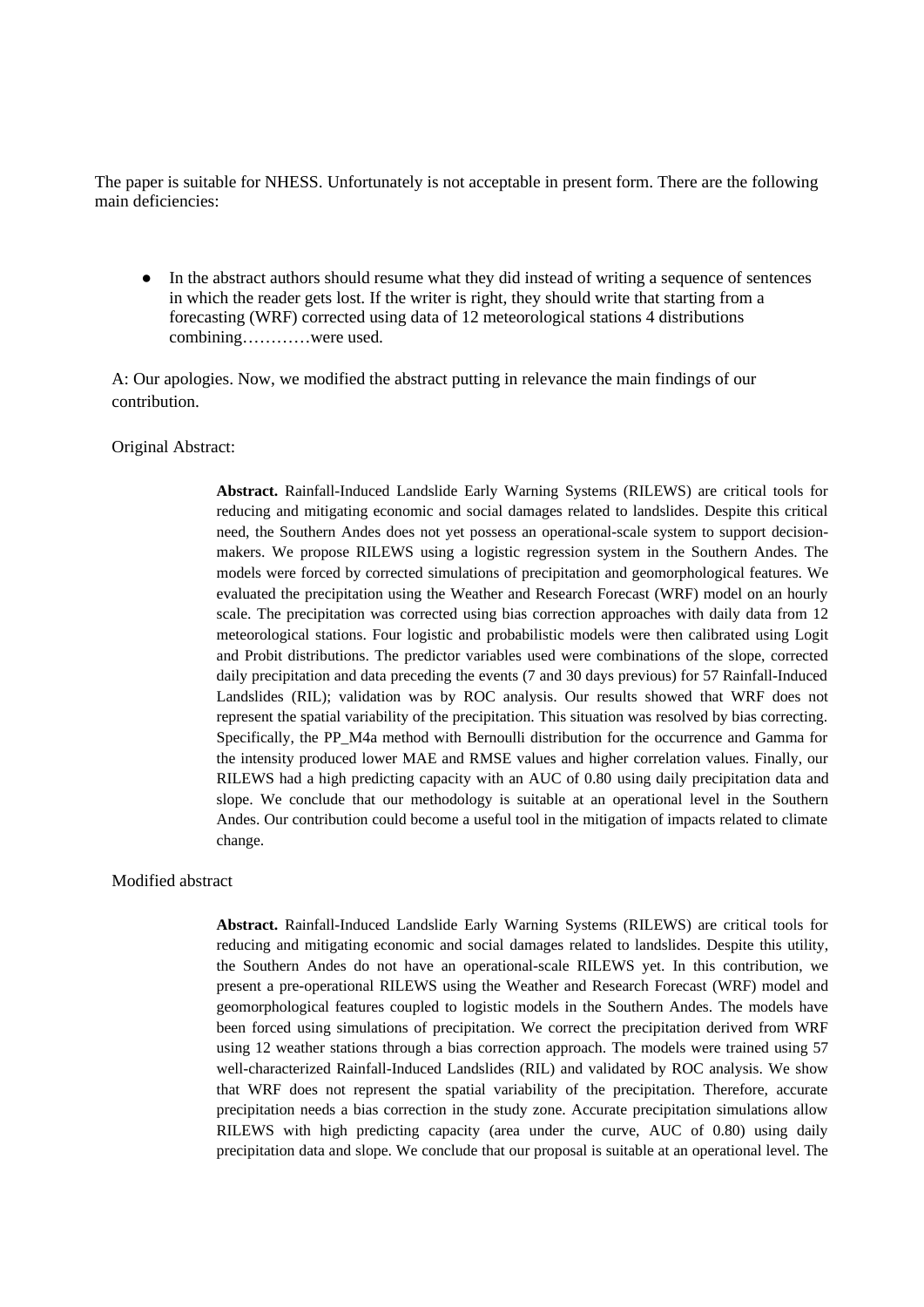The paper is suitable for NHESS. Unfortunately is not acceptable in present form. There are the following main deficiencies:

- In the abstract authors should resume what they did instead of writing a sequence of sentences in which the reader gets lost. If the writer is right, they should write that starting from a forecasting (WRF) corrected using data of 12 meteorological stations 4 distributions combining………..were used.

A: Our apologies. Now, we modified the abstract putting in relevance the main findings of our contribution.

Original Abstract:

> **Abstract.** Rainfall-Induced Landslide Early Warning Systems (RILEWS) are critical tools for reducing and mitigating economic and social damages related to landslides. Despite this critical need, the Southern Andes does not yet possess an operational-scale system to support decision-makers. We propose RILEWS using a logistic regression system in the Southern Andes. The models were forced by corrected simulations of precipitation and geomorphological features. We evaluated the precipitation using the Weather and Research Forecast (WRF) model on an hourly scale. The precipitation was corrected using bias correction approaches with daily data from 12 meteorological stations. Four logistic and probabilistic models were then calibrated using Logit and Probit distributions. The predictor variables used were combinations of the slope, corrected daily precipitation and data preceding the events (7 and 30 days previous) for 57 Rainfall-Induced Landslides (RIL); validation was by ROC analysis. Our results showed that WRF does not represent the spatial variability of the precipitation. This situation was resolved by bias correcting. Specifically, the PP_M4a method with Bernoulli distribution for the occurrence and Gamma for the intensity produced lower MAE and RMSE values and higher correlation values. Finally, our RILEWS had a high predicting capacity with an AUC of 0.80 using daily precipitation data and slope. We conclude that our methodology is suitable at an operational level in the Southern Andes. Our contribution could become a useful tool in the mitigation of impacts related to climate change.

Modified abstract

> **Abstract.** Rainfall-Induced Landslide Early Warning Systems (RILEWS) are critical tools for reducing and mitigating economic and social damages related to landslides. Despite this utility, the Southern Andes do not have an operational-scale RILEWS yet. In this contribution, we present a pre-operational RILEWS using the Weather and Research Forecast (WRF) model and geomorphological features coupled to logistic models in the Southern Andes. The models have been forced using simulations of precipitation. We correct the precipitation derived from WRF using 12 weather stations through a bias correction approach. The models were trained using 57 well-characterized Rainfall-Induced Landslides (RIL) and validated by ROC analysis. We show that WRF does not represent the spatial variability of the precipitation. Therefore, accurate precipitation needs a bias correction in the study zone. Accurate precipitation simulations allow RILEWS with high predicting capacity (area under the curve, AUC of 0.80) using daily precipitation data and slope. We conclude that our proposal is suitable at an operational level. The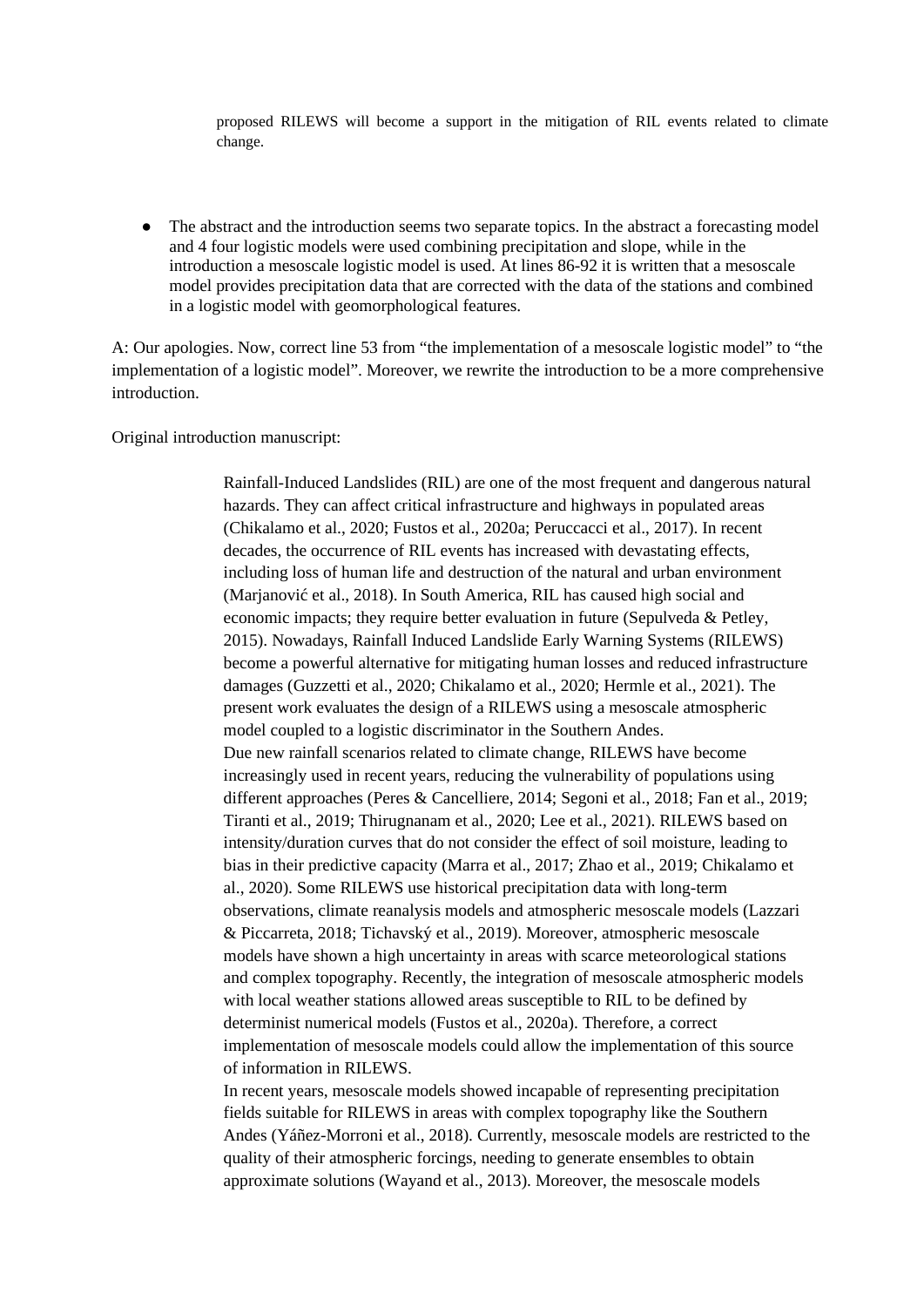proposed RILEWS will become a support in the mitigation of RIL events related to climate change.

- The abstract and the introduction seems two separate topics. In the abstract a forecasting model and 4 four logistic models were used combining precipitation and slope, while in the introduction a mesoscale logistic model is used. At lines 86-92 it is written that a mesoscale model provides precipitation data that are corrected with the data of the stations and combined in a logistic model with geomorphological features.

A: Our apologies. Now, correct line 53 from "the implementation of a mesoscale logistic model" to "the implementation of a logistic model". Moreover, we rewrite the introduction to be a more comprehensive introduction.

Original introduction manuscript:

> Rainfall-Induced Landslides (RIL) are one of the most frequent and dangerous natural hazards. They can affect critical infrastructure and highways in populated areas (Chikalamo et al., 2020; Fustos et al., 2020a; Peruccacci et al., 2017). In recent decades, the occurrence of RIL events has increased with devastating effects, including loss of human life and destruction of the natural and urban environment (Marjanović et al., 2018). In South America, RIL has caused high social and economic impacts; they require better evaluation in future (Sepulveda & Petley, 2015). Nowadays, Rainfall Induced Landslide Early Warning Systems (RILEWS) become a powerful alternative for mitigating human losses and reduced infrastructure damages (Guzzetti et al., 2020; Chikalamo et al., 2020; Hermle et al., 2021). The present work evaluates the design of a RILEWS using a mesoscale atmospheric model coupled to a logistic discriminator in the Southern Andes.
>
> Due new rainfall scenarios related to climate change, RILEWS have become increasingly used in recent years, reducing the vulnerability of populations using different approaches (Peres & Cancelliere, 2014; Segoni et al., 2018; Fan et al., 2019; Tiranti et al., 2019; Thirugnanam et al., 2020; Lee et al., 2021). RILEWS based on intensity/duration curves that do not consider the effect of soil moisture, leading to bias in their predictive capacity (Marra et al., 2017; Zhao et al., 2019; Chikalamo et al., 2020). Some RILEWS use historical precipitation data with long-term observations, climate reanalysis models and atmospheric mesoscale models (Lazzari & Piccarreta, 2018; Tichavský et al., 2019). Moreover, atmospheric mesoscale models have shown a high uncertainty in areas with scarce meteorological stations and complex topography. Recently, the integration of mesoscale atmospheric models with local weather stations allowed areas susceptible to RIL to be defined by determinist numerical models (Fustos et al., 2020a). Therefore, a correct implementation of mesoscale models could allow the implementation of this source of information in RILEWS.
>
> In recent years, mesoscale models showed incapable of representing precipitation fields suitable for RILEWS in areas with complex topography like the Southern Andes (Yáñez-Morroni et al., 2018). Currently, mesoscale models are restricted to the quality of their atmospheric forcings, needing to generate ensembles to obtain approximate solutions (Wayand et al., 2013). Moreover, the mesoscale models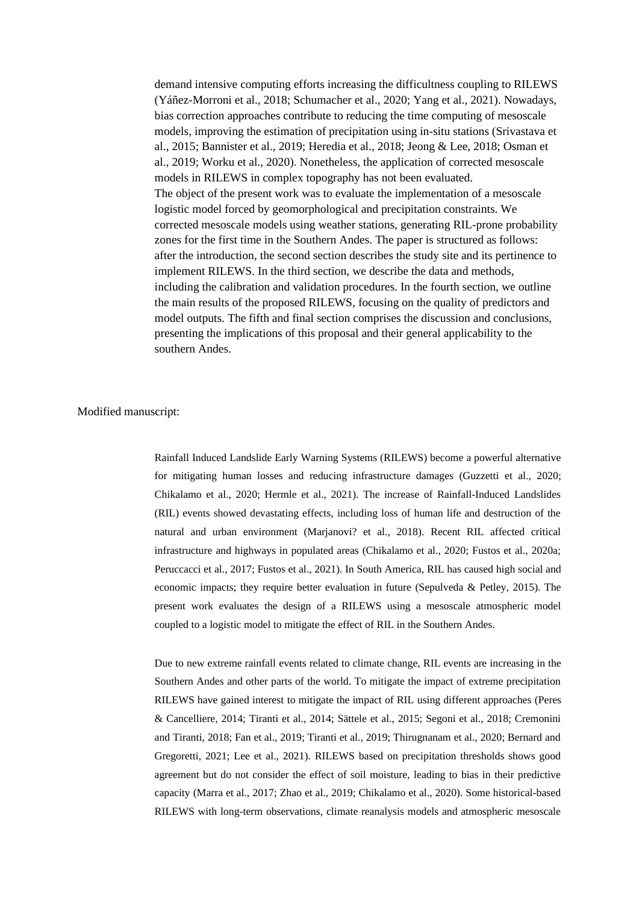demand intensive computing efforts increasing the difficultness coupling to RILEWS (Yáñez-Morroni et al., 2018; Schumacher et al., 2020; Yang et al., 2021). Nowadays, bias correction approaches contribute to reducing the time computing of mesoscale models, improving the estimation of precipitation using in-situ stations (Srivastava et al., 2015; Bannister et al., 2019; Heredia et al., 2018; Jeong & Lee, 2018; Osman et al., 2019; Worku et al., 2020). Nonetheless, the application of corrected mesoscale models in RILEWS in complex topography has not been evaluated.
The object of the present work was to evaluate the implementation of a mesoscale logistic model forced by geomorphological and precipitation constraints. We corrected mesoscale models using weather stations, generating RIL-prone probability zones for the first time in the Southern Andes. The paper is structured as follows: after the introduction, the second section describes the study site and its pertinence to implement RILEWS. In the third section, we describe the data and methods, including the calibration and validation procedures. In the fourth section, we outline the main results of the proposed RILEWS, focusing on the quality of predictors and model outputs. The fifth and final section comprises the discussion and conclusions, presenting the implications of this proposal and their general applicability to the southern Andes.

Modified manuscript:

Rainfall Induced Landslide Early Warning Systems (RILEWS) become a powerful alternative for mitigating human losses and reducing infrastructure damages (Guzzetti et al., 2020; Chikalamo et al., 2020; Hermle et al., 2021). The increase of Rainfall-Induced Landslides (RIL) events showed devastating effects, including loss of human life and destruction of the natural and urban environment (Marjanovi? et al., 2018). Recent RIL affected critical infrastructure and highways in populated areas (Chikalamo et al., 2020; Fustos et al., 2020a; Peruccacci et al., 2017; Fustos et al., 2021). In South America, RIL has caused high social and economic impacts; they require better evaluation in future (Sepulveda & Petley, 2015). The present work evaluates the design of a RILEWS using a mesoscale atmospheric model coupled to a logistic model to mitigate the effect of RIL in the Southern Andes.

Due to new extreme rainfall events related to climate change, RIL events are increasing in the Southern Andes and other parts of the world. To mitigate the impact of extreme precipitation RILEWS have gained interest to mitigate the impact of RIL using different approaches (Peres & Cancelliere, 2014; Tiranti et al., 2014; Sättele et al., 2015; Segoni et al., 2018; Cremonini and Tiranti, 2018; Fan et al., 2019; Tiranti et al., 2019; Thirugnanam et al., 2020; Bernard and Gregoretti, 2021; Lee et al., 2021). RILEWS based on precipitation thresholds shows good agreement but do not consider the effect of soil moisture, leading to bias in their predictive capacity (Marra et al., 2017; Zhao et al., 2019; Chikalamo et al., 2020). Some historical-based RILEWS with long-term observations, climate reanalysis models and atmospheric mesoscale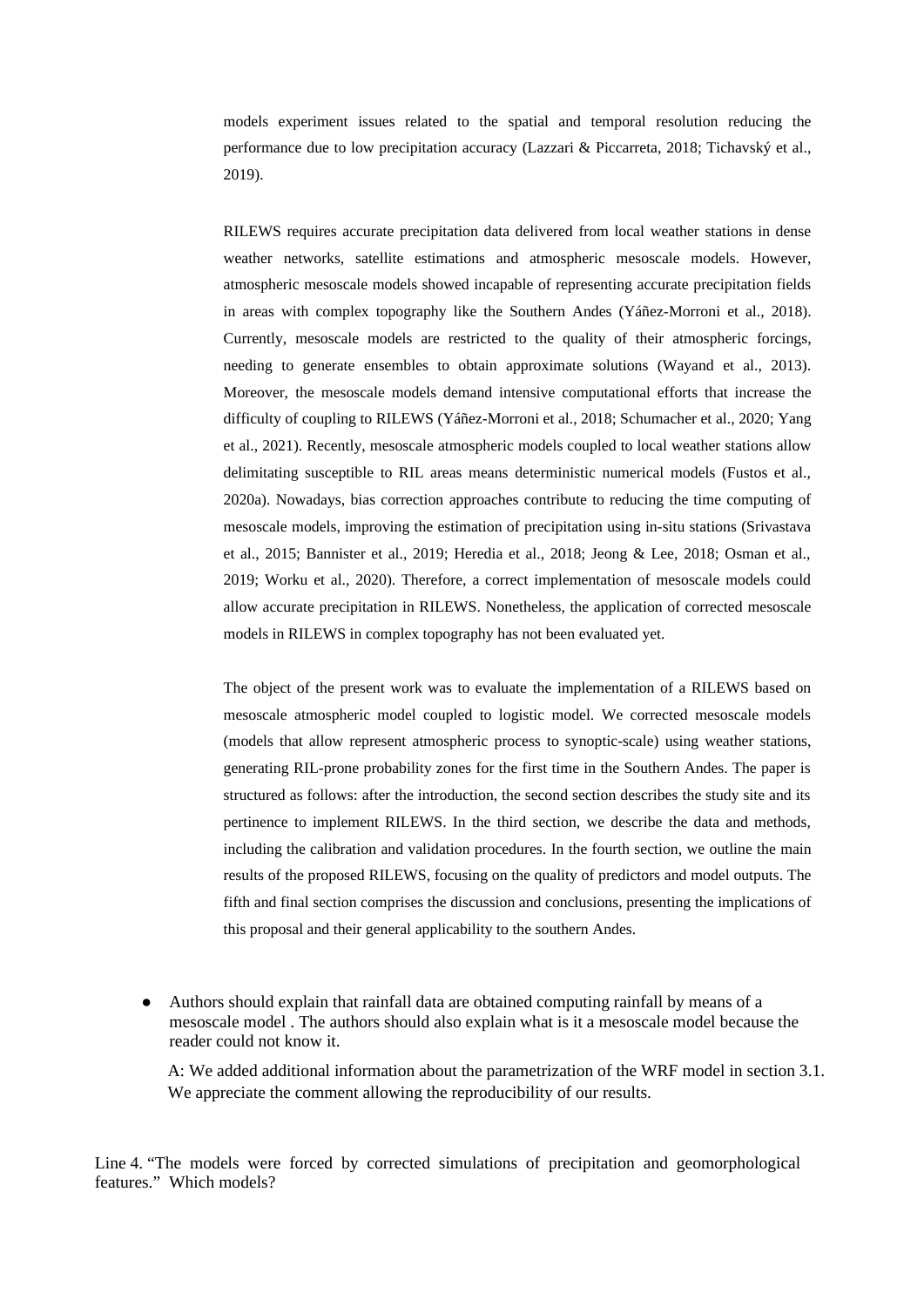models experiment issues related to the spatial and temporal resolution reducing the performance due to low precipitation accuracy (Lazzari & Piccarreta, 2018; Tichavský et al., 2019).

RILEWS requires accurate precipitation data delivered from local weather stations in dense weather networks, satellite estimations and atmospheric mesoscale models. However, atmospheric mesoscale models showed incapable of representing accurate precipitation fields in areas with complex topography like the Southern Andes (Yáñez-Morroni et al., 2018). Currently, mesoscale models are restricted to the quality of their atmospheric forcings, needing to generate ensembles to obtain approximate solutions (Wayand et al., 2013). Moreover, the mesoscale models demand intensive computational efforts that increase the difficulty of coupling to RILEWS (Yáñez-Morroni et al., 2018; Schumacher et al., 2020; Yang et al., 2021). Recently, mesoscale atmospheric models coupled to local weather stations allow delimitating susceptible to RIL areas means deterministic numerical models (Fustos et al., 2020a). Nowadays, bias correction approaches contribute to reducing the time computing of mesoscale models, improving the estimation of precipitation using in-situ stations (Srivastava et al., 2015; Bannister et al., 2019; Heredia et al., 2018; Jeong & Lee, 2018; Osman et al., 2019; Worku et al., 2020). Therefore, a correct implementation of mesoscale models could allow accurate precipitation in RILEWS. Nonetheless, the application of corrected mesoscale models in RILEWS in complex topography has not been evaluated yet.

The object of the present work was to evaluate the implementation of a RILEWS based on mesoscale atmospheric model coupled to logistic model. We corrected mesoscale models (models that allow represent atmospheric process to synoptic-scale) using weather stations, generating RIL-prone probability zones for the first time in the Southern Andes. The paper is structured as follows: after the introduction, the second section describes the study site and its pertinence to implement RILEWS. In the third section, we describe the data and methods, including the calibration and validation procedures. In the fourth section, we outline the main results of the proposed RILEWS, focusing on the quality of predictors and model outputs. The fifth and final section comprises the discussion and conclusions, presenting the implications of this proposal and their general applicability to the southern Andes.

- Authors should explain that rainfall data are obtained computing rainfall by means of a mesoscale model . The authors should also explain what is it a mesoscale model because the reader could not know it.

  A: We added additional information about the parametrization of the WRF model in section 3.1. We appreciate the comment allowing the reproducibility of our results.

Line 4. "The models were forced by corrected simulations of precipitation and geomorphological features." Which models?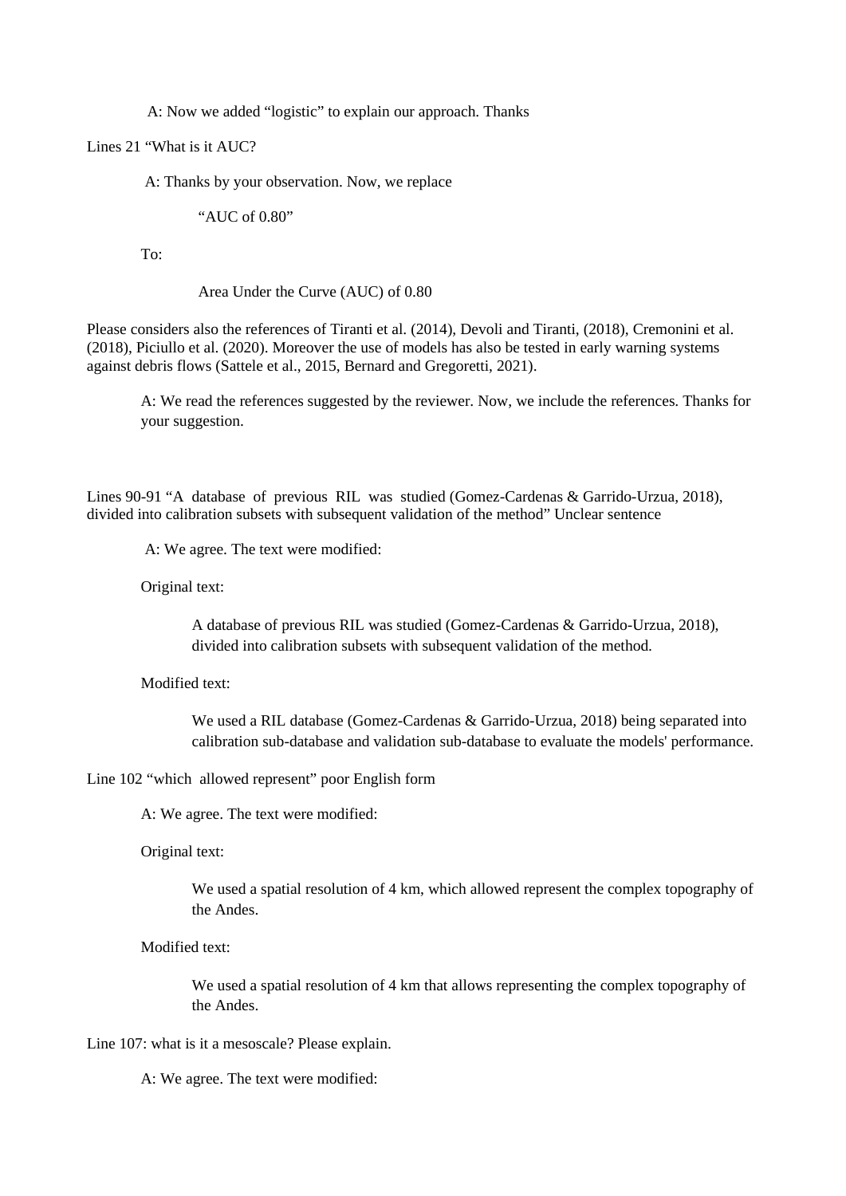A: Now we added "logistic" to explain our approach. Thanks

Lines 21 "What is it AUC?

A: Thanks by your observation. Now, we replace

"AUC of 0.80"

To:

Area Under the Curve (AUC) of 0.80

Please considers also the references of Tiranti et al. (2014), Devoli and Tiranti, (2018), Cremonini et al. (2018), Piciullo et al. (2020). Moreover the use of models has also be tested in early warning systems against debris flows (Sattele et al., 2015, Bernard and Gregoretti, 2021).

A: We read the references suggested by the reviewer. Now, we include the references. Thanks for your suggestion.

Lines 90-91 "A database of previous RIL was studied (Gomez-Cardenas & Garrido-Urzua, 2018), divided into calibration subsets with subsequent validation of the method" Unclear sentence

A: We agree. The text were modified:

Original text:

A database of previous RIL was studied (Gomez-Cardenas & Garrido-Urzua, 2018), divided into calibration subsets with subsequent validation of the method.

Modified text:

We used a RIL database (Gomez-Cardenas & Garrido-Urzua, 2018) being separated into calibration sub-database and validation sub-database to evaluate the models' performance.

Line 102 "which allowed represent" poor English form

A: We agree. The text were modified:

Original text:

We used a spatial resolution of 4 km, which allowed represent the complex topography of the Andes.

Modified text:

We used a spatial resolution of 4 km that allows representing the complex topography of the Andes.

Line 107: what is it a mesoscale? Please explain.

A: We agree. The text were modified: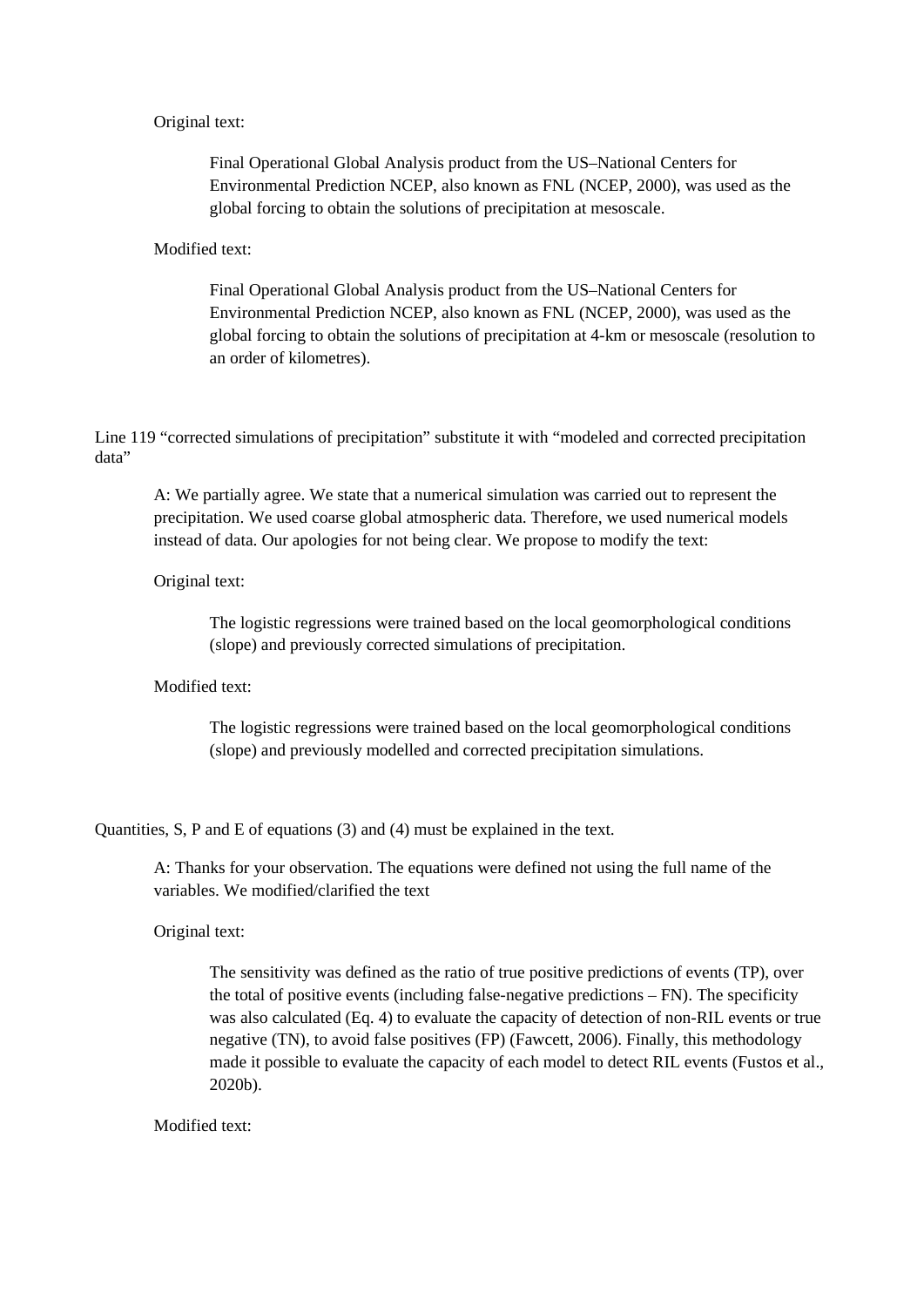Original text:

> Final Operational Global Analysis product from the US–National Centers for Environmental Prediction NCEP, also known as FNL (NCEP, 2000), was used as the global forcing to obtain the solutions of precipitation at mesoscale.

Modified text:

> Final Operational Global Analysis product from the US–National Centers for Environmental Prediction NCEP, also known as FNL (NCEP, 2000), was used as the global forcing to obtain the solutions of precipitation at 4-km or mesoscale (resolution to an order of kilometres).

Line 119 “corrected simulations of precipitation” substitute it with “modeled and corrected precipitation data”

A: We partially agree. We state that a numerical simulation was carried out to represent the precipitation. We used coarse global atmospheric data. Therefore, we used numerical models instead of data. Our apologies for not being clear. We propose to modify the text:

Original text:

> The logistic regressions were trained based on the local geomorphological conditions (slope) and previously corrected simulations of precipitation.

Modified text:

> The logistic regressions were trained based on the local geomorphological conditions (slope) and previously modelled and corrected precipitation simulations.

Quantities, S, P and E of equations (3) and (4) must be explained in the text.

A: Thanks for your observation. The equations were defined not using the full name of the variables. We modified/clarified the text

Original text:

> The sensitivity was defined as the ratio of true positive predictions of events (TP), over the total of positive events (including false-negative predictions – FN). The specificity was also calculated (Eq. 4) to evaluate the capacity of detection of non-RIL events or true negative (TN), to avoid false positives (FP) (Fawcett, 2006). Finally, this methodology made it possible to evaluate the capacity of each model to detect RIL events (Fustos et al., 2020b).

Modified text: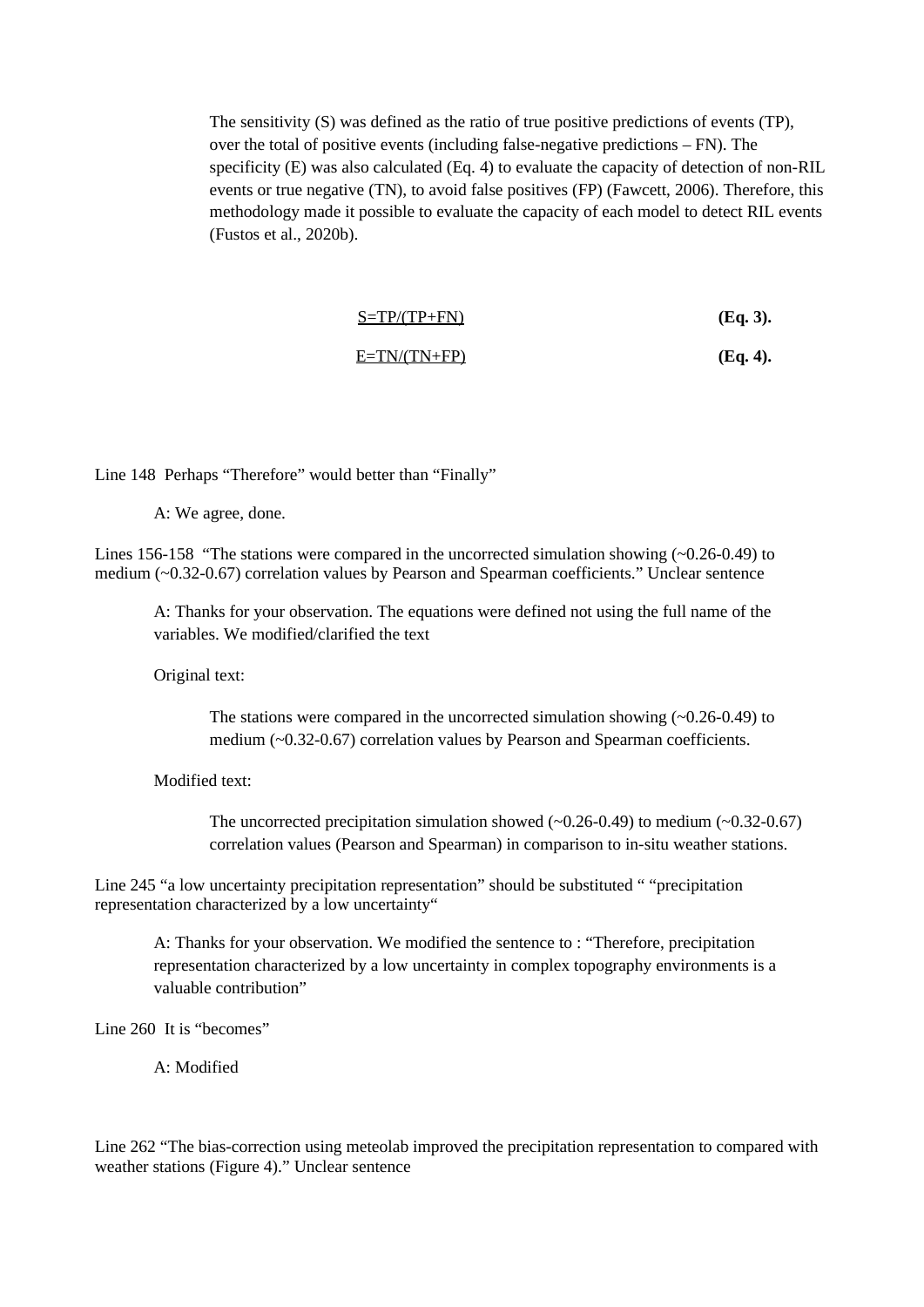The sensitivity (S) was defined as the ratio of true positive predictions of events (TP), over the total of positive events (including false-negative predictions – FN). The specificity (E) was also calculated (Eq. 4) to evaluate the capacity of detection of non-RIL events or true negative (TN), to avoid false positives (FP) (Fawcett, 2006). Therefore, this methodology made it possible to evaluate the capacity of each model to detect RIL events (Fustos et al., 2020b).

$$S=TP/(TP+FN) \qquad \textbf{(Eq. 3).}$$

$$E=TN/(TN+FP) \qquad \textbf{(Eq. 4).}$$

Line 148 Perhaps “Therefore” would better than “Finally”

A: We agree, done.

Lines 156-158 “The stations were compared in the uncorrected simulation showing (~0.26-0.49) to medium (~0.32-0.67) correlation values by Pearson and Spearman coefficients.” Unclear sentence

A: Thanks for your observation. The equations were defined not using the full name of the variables. We modified/clarified the text

Original text:

> The stations were compared in the uncorrected simulation showing (~0.26-0.49) to medium (~0.32-0.67) correlation values by Pearson and Spearman coefficients.

Modified text:

> The uncorrected precipitation simulation showed (~0.26-0.49) to medium (~0.32-0.67) correlation values (Pearson and Spearman) in comparison to in-situ weather stations.

Line 245 “a low uncertainty precipitation representation” should be substituted “ “precipitation representation characterized by a low uncertainty“

A: Thanks for your observation. We modified the sentence to : “Therefore, precipitation representation characterized by a low uncertainty in complex topography environments is a valuable contribution”

Line 260 It is “becomes”

A: Modified

Line 262 “The bias-correction using meteolab improved the precipitation representation to compared with weather stations (Figure 4).” Unclear sentence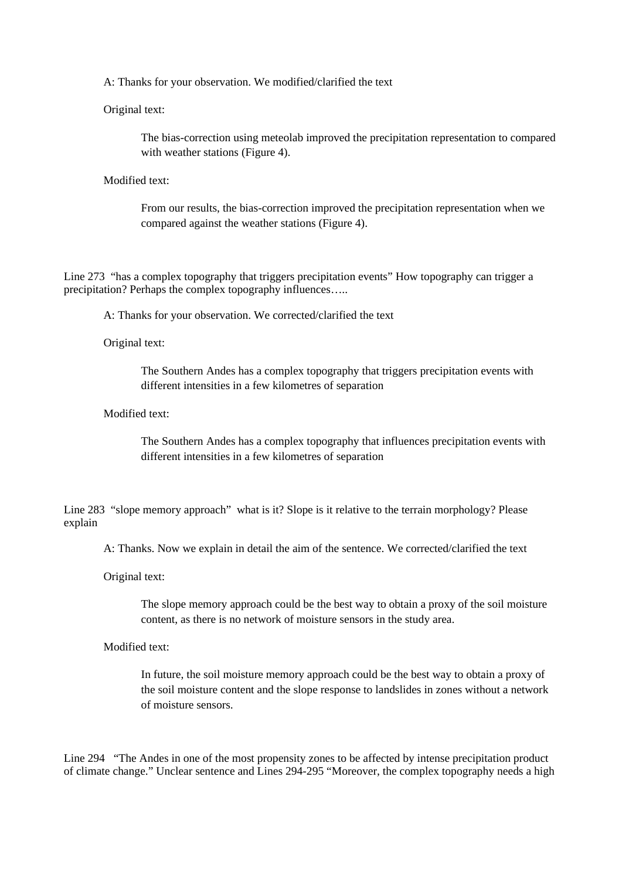A: Thanks for your observation. We modified/clarified the text

Original text:

> The bias-correction using meteolab improved the precipitation representation to compared with weather stations (Figure 4).

Modified text:

> From our results, the bias-correction improved the precipitation representation when we compared against the weather stations (Figure 4).

Line 273 "has a complex topography that triggers precipitation events" How topography can trigger a precipitation? Perhaps the complex topography influences…..

A: Thanks for your observation. We corrected/clarified the text

Original text:

> The Southern Andes has a complex topography that triggers precipitation events with different intensities in a few kilometres of separation

Modified text:

> The Southern Andes has a complex topography that influences precipitation events with different intensities in a few kilometres of separation

Line 283 "slope memory approach" what is it? Slope is it relative to the terrain morphology? Please explain

A: Thanks. Now we explain in detail the aim of the sentence. We corrected/clarified the text

Original text:

> The slope memory approach could be the best way to obtain a proxy of the soil moisture content, as there is no network of moisture sensors in the study area.

Modified text:

> In future, the soil moisture memory approach could be the best way to obtain a proxy of the soil moisture content and the slope response to landslides in zones without a network of moisture sensors.

Line 294 "The Andes in one of the most propensity zones to be affected by intense precipitation product of climate change." Unclear sentence and Lines 294-295 "Moreover, the complex topography needs a high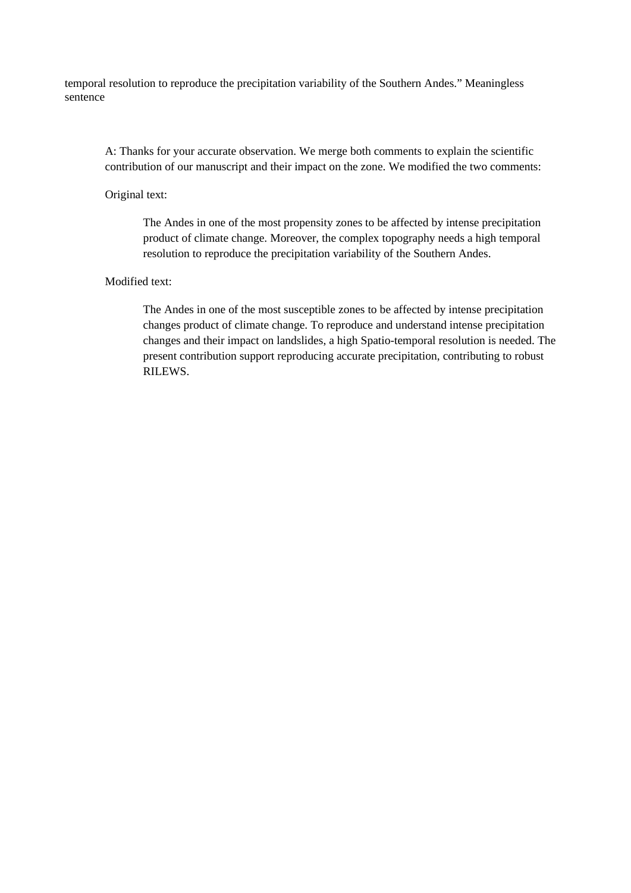temporal resolution to reproduce the precipitation variability of the Southern Andes." Meaningless sentence

> A: Thanks for your accurate observation. We merge both comments to explain the scientific contribution of our manuscript and their impact on the zone. We modified the two comments:
>
> Original text:
>
> > The Andes in one of the most propensity zones to be affected by intense precipitation product of climate change. Moreover, the complex topography needs a high temporal resolution to reproduce the precipitation variability of the Southern Andes.
>
> Modified text:
>
> > The Andes in one of the most susceptible zones to be affected by intense precipitation changes product of climate change. To reproduce and understand intense precipitation changes and their impact on landslides, a high Spatio-temporal resolution is needed. The present contribution support reproducing accurate precipitation, contributing to robust RILEWS.